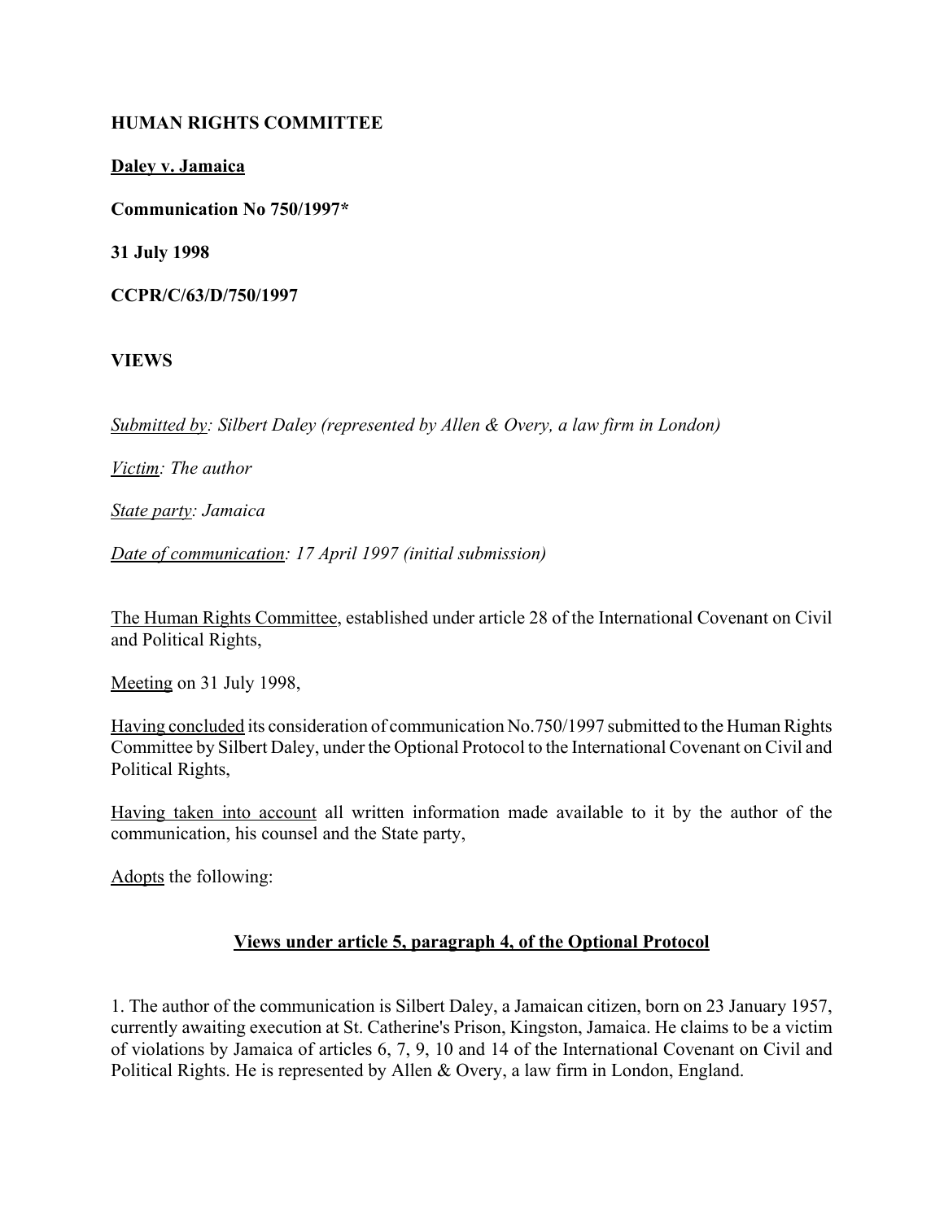**HUMAN RIGHTS COMMITTEE**

**Daley v. Jamaica**

**Communication No 750/1997***

**31 July 1998**

**CCPR/C/63/D/750/1997**

**VIEWS**

*Submitted by: Silbert Daley (represented by Allen & Overy, a law firm in London)*

*Victim: The author*

*State party: Jamaica*

*Date of communication: 17 April 1997 (initial submission)*

The Human Rights Committee, established under article 28 of the International Covenant on Civil and Political Rights,

Meeting on 31 July 1998,

Having concluded its consideration of communication No.750/1997 submitted to the Human Rights Committee by Silbert Daley, under the Optional Protocol to the International Covenant on Civil and Political Rights,

Having taken into account all written information made available to it by the author of the communication, his counsel and the State party,

Adopts the following:

## Views under article 5, paragraph 4, of the Optional Protocol

1. The author of the communication is Silbert Daley, a Jamaican citizen, born on 23 January 1957, currently awaiting execution at St. Catherine's Prison, Kingston, Jamaica. He claims to be a victim of violations by Jamaica of articles 6, 7, 9, 10 and 14 of the International Covenant on Civil and Political Rights. He is represented by Allen & Overy, a law firm in London, England.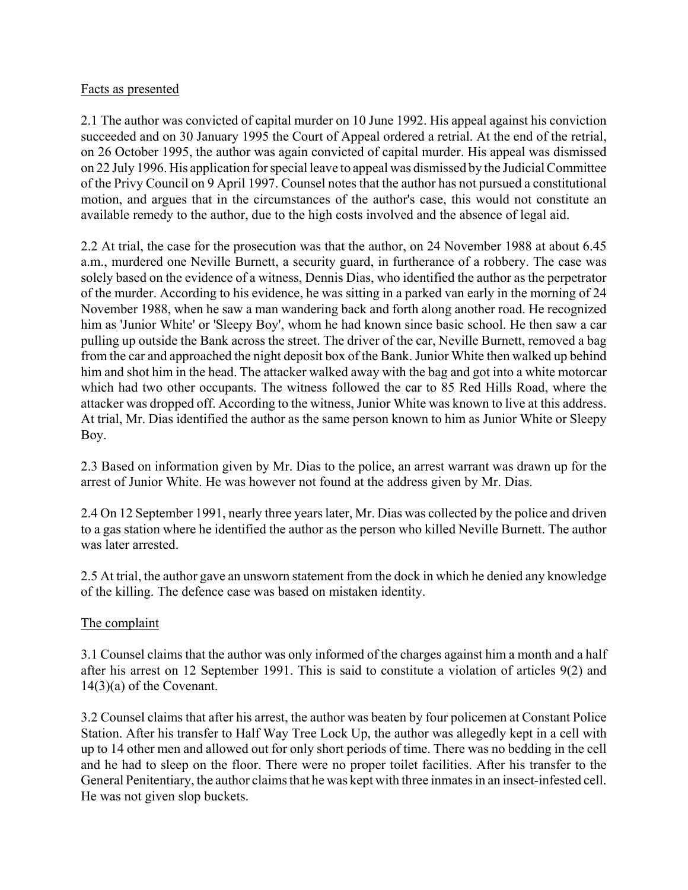Facts as presented

2.1 The author was convicted of capital murder on 10 June 1992. His appeal against his conviction succeeded and on 30 January 1995 the Court of Appeal ordered a retrial. At the end of the retrial, on 26 October 1995, the author was again convicted of capital murder. His appeal was dismissed on 22 July 1996. His application for special leave to appeal was dismissed by the Judicial Committee of the Privy Council on 9 April 1997. Counsel notes that the author has not pursued a constitutional motion, and argues that in the circumstances of the author's case, this would not constitute an available remedy to the author, due to the high costs involved and the absence of legal aid.

2.2 At trial, the case for the prosecution was that the author, on 24 November 1988 at about 6.45 a.m., murdered one Neville Burnett, a security guard, in furtherance of a robbery. The case was solely based on the evidence of a witness, Dennis Dias, who identified the author as the perpetrator of the murder. According to his evidence, he was sitting in a parked van early in the morning of 24 November 1988, when he saw a man wandering back and forth along another road. He recognized him as 'Junior White' or 'Sleepy Boy', whom he had known since basic school. He then saw a car pulling up outside the Bank across the street. The driver of the car, Neville Burnett, removed a bag from the car and approached the night deposit box of the Bank. Junior White then walked up behind him and shot him in the head. The attacker walked away with the bag and got into a white motorcar which had two other occupants. The witness followed the car to 85 Red Hills Road, where the attacker was dropped off. According to the witness, Junior White was known to live at this address. At trial, Mr. Dias identified the author as the same person known to him as Junior White or Sleepy Boy.

2.3 Based on information given by Mr. Dias to the police, an arrest warrant was drawn up for the arrest of Junior White. He was however not found at the address given by Mr. Dias.

2.4 On 12 September 1991, nearly three years later, Mr. Dias was collected by the police and driven to a gas station where he identified the author as the person who killed Neville Burnett. The author was later arrested.

2.5 At trial, the author gave an unsworn statement from the dock in which he denied any knowledge of the killing. The defence case was based on mistaken identity.

The complaint

3.1 Counsel claims that the author was only informed of the charges against him a month and a half after his arrest on 12 September 1991. This is said to constitute a violation of articles 9(2) and 14(3)(a) of the Covenant.

3.2 Counsel claims that after his arrest, the author was beaten by four policemen at Constant Police Station. After his transfer to Half Way Tree Lock Up, the author was allegedly kept in a cell with up to 14 other men and allowed out for only short periods of time. There was no bedding in the cell and he had to sleep on the floor. There were no proper toilet facilities. After his transfer to the General Penitentiary, the author claims that he was kept with three inmates in an insect-infested cell. He was not given slop buckets.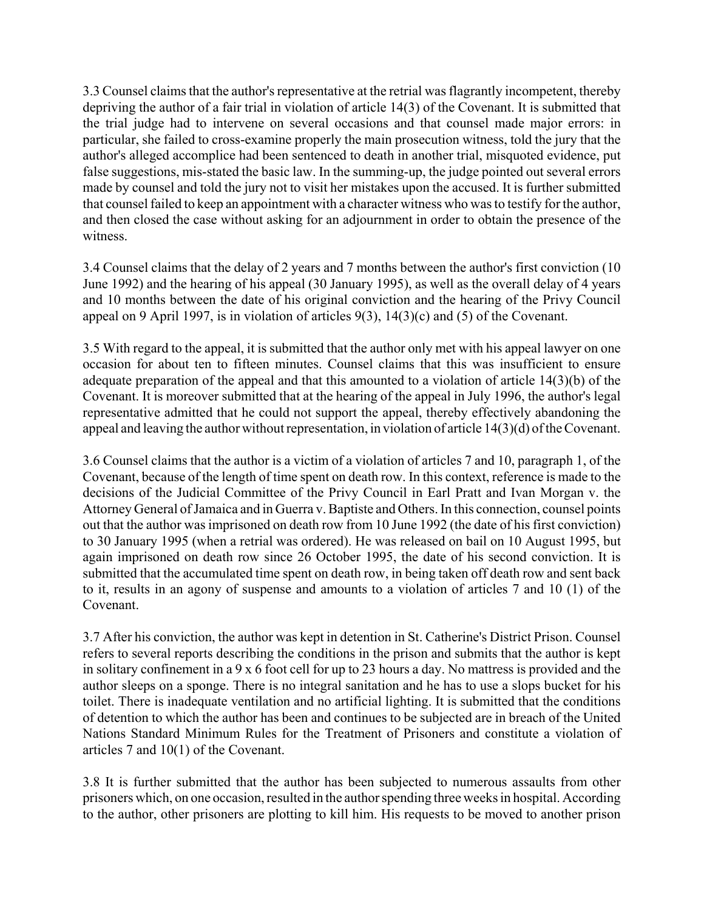3.3 Counsel claims that the author's representative at the retrial was flagrantly incompetent, thereby depriving the author of a fair trial in violation of article 14(3) of the Covenant. It is submitted that the trial judge had to intervene on several occasions and that counsel made major errors: in particular, she failed to cross-examine properly the main prosecution witness, told the jury that the author's alleged accomplice had been sentenced to death in another trial, misquoted evidence, put false suggestions, mis-stated the basic law. In the summing-up, the judge pointed out several errors made by counsel and told the jury not to visit her mistakes upon the accused. It is further submitted that counsel failed to keep an appointment with a character witness who was to testify for the author, and then closed the case without asking for an adjournment in order to obtain the presence of the witness.

3.4 Counsel claims that the delay of 2 years and 7 months between the author's first conviction (10 June 1992) and the hearing of his appeal (30 January 1995), as well as the overall delay of 4 years and 10 months between the date of his original conviction and the hearing of the Privy Council appeal on 9 April 1997, is in violation of articles 9(3), 14(3)(c) and (5) of the Covenant.

3.5 With regard to the appeal, it is submitted that the author only met with his appeal lawyer on one occasion for about ten to fifteen minutes. Counsel claims that this was insufficient to ensure adequate preparation of the appeal and that this amounted to a violation of article 14(3)(b) of the Covenant. It is moreover submitted that at the hearing of the appeal in July 1996, the author's legal representative admitted that he could not support the appeal, thereby effectively abandoning the appeal and leaving the author without representation, in violation of article 14(3)(d) of the Covenant.

3.6 Counsel claims that the author is a victim of a violation of articles 7 and 10, paragraph 1, of the Covenant, because of the length of time spent on death row. In this context, reference is made to the decisions of the Judicial Committee of the Privy Council in Earl Pratt and Ivan Morgan v. the Attorney General of Jamaica and in Guerra v. Baptiste and Others. In this connection, counsel points out that the author was imprisoned on death row from 10 June 1992 (the date of his first conviction) to 30 January 1995 (when a retrial was ordered). He was released on bail on 10 August 1995, but again imprisoned on death row since 26 October 1995, the date of his second conviction. It is submitted that the accumulated time spent on death row, in being taken off death row and sent back to it, results in an agony of suspense and amounts to a violation of articles 7 and 10 (1) of the Covenant.

3.7 After his conviction, the author was kept in detention in St. Catherine's District Prison. Counsel refers to several reports describing the conditions in the prison and submits that the author is kept in solitary confinement in a 9 x 6 foot cell for up to 23 hours a day. No mattress is provided and the author sleeps on a sponge. There is no integral sanitation and he has to use a slops bucket for his toilet. There is inadequate ventilation and no artificial lighting. It is submitted that the conditions of detention to which the author has been and continues to be subjected are in breach of the United Nations Standard Minimum Rules for the Treatment of Prisoners and constitute a violation of articles 7 and 10(1) of the Covenant.

3.8 It is further submitted that the author has been subjected to numerous assaults from other prisoners which, on one occasion, resulted in the author spending three weeks in hospital. According to the author, other prisoners are plotting to kill him. His requests to be moved to another prison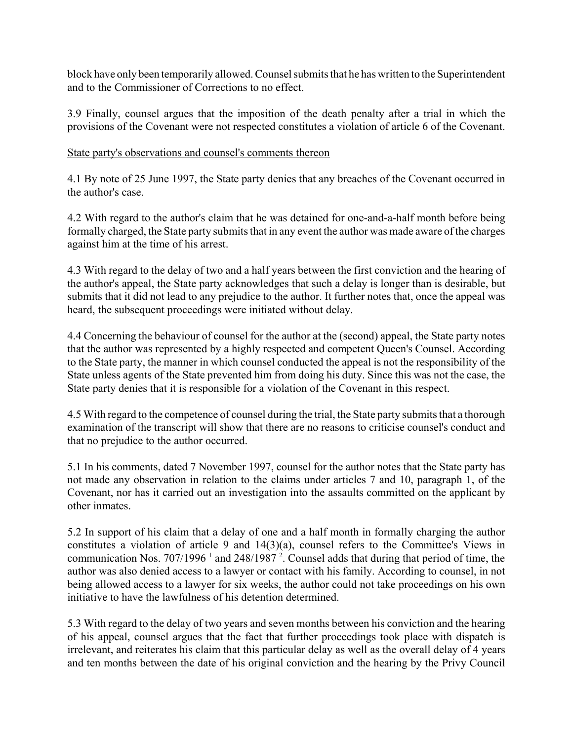block have only been temporarily allowed. Counsel submits that he has written to the Superintendent and to the Commissioner of Corrections to no effect.

3.9 Finally, counsel argues that the imposition of the death penalty after a trial in which the provisions of the Covenant were not respected constitutes a violation of article 6 of the Covenant.

State party's observations and counsel's comments thereon

4.1 By note of 25 June 1997, the State party denies that any breaches of the Covenant occurred in the author's case.

4.2 With regard to the author's claim that he was detained for one-and-a-half month before being formally charged, the State party submits that in any event the author was made aware of the charges against him at the time of his arrest.

4.3 With regard to the delay of two and a half years between the first conviction and the hearing of the author's appeal, the State party acknowledges that such a delay is longer than is desirable, but submits that it did not lead to any prejudice to the author. It further notes that, once the appeal was heard, the subsequent proceedings were initiated without delay.

4.4 Concerning the behaviour of counsel for the author at the (second) appeal, the State party notes that the author was represented by a highly respected and competent Queen's Counsel. According to the State party, the manner in which counsel conducted the appeal is not the responsibility of the State unless agents of the State prevented him from doing his duty. Since this was not the case, the State party denies that it is responsible for a violation of the Covenant in this respect.

4.5 With regard to the competence of counsel during the trial, the State party submits that a thorough examination of the transcript will show that there are no reasons to criticise counsel's conduct and that no prejudice to the author occurred.

5.1 In his comments, dated 7 November 1997, counsel for the author notes that the State party has not made any observation in relation to the claims under articles 7 and 10, paragraph 1, of the Covenant, nor has it carried out an investigation into the assaults committed on the applicant by other inmates.

5.2 In support of his claim that a delay of one and a half month in formally charging the author constitutes a violation of article 9 and 14(3)(a), counsel refers to the Committee's Views in communication Nos. 707/1996 [1] and 248/1987 [2]. Counsel adds that during that period of time, the author was also denied access to a lawyer or contact with his family. According to counsel, in not being allowed access to a lawyer for six weeks, the author could not take proceedings on his own initiative to have the lawfulness of his detention determined.

5.3 With regard to the delay of two years and seven months between his conviction and the hearing of his appeal, counsel argues that the fact that further proceedings took place with dispatch is irrelevant, and reiterates his claim that this particular delay as well as the overall delay of 4 years and ten months between the date of his original conviction and the hearing by the Privy Council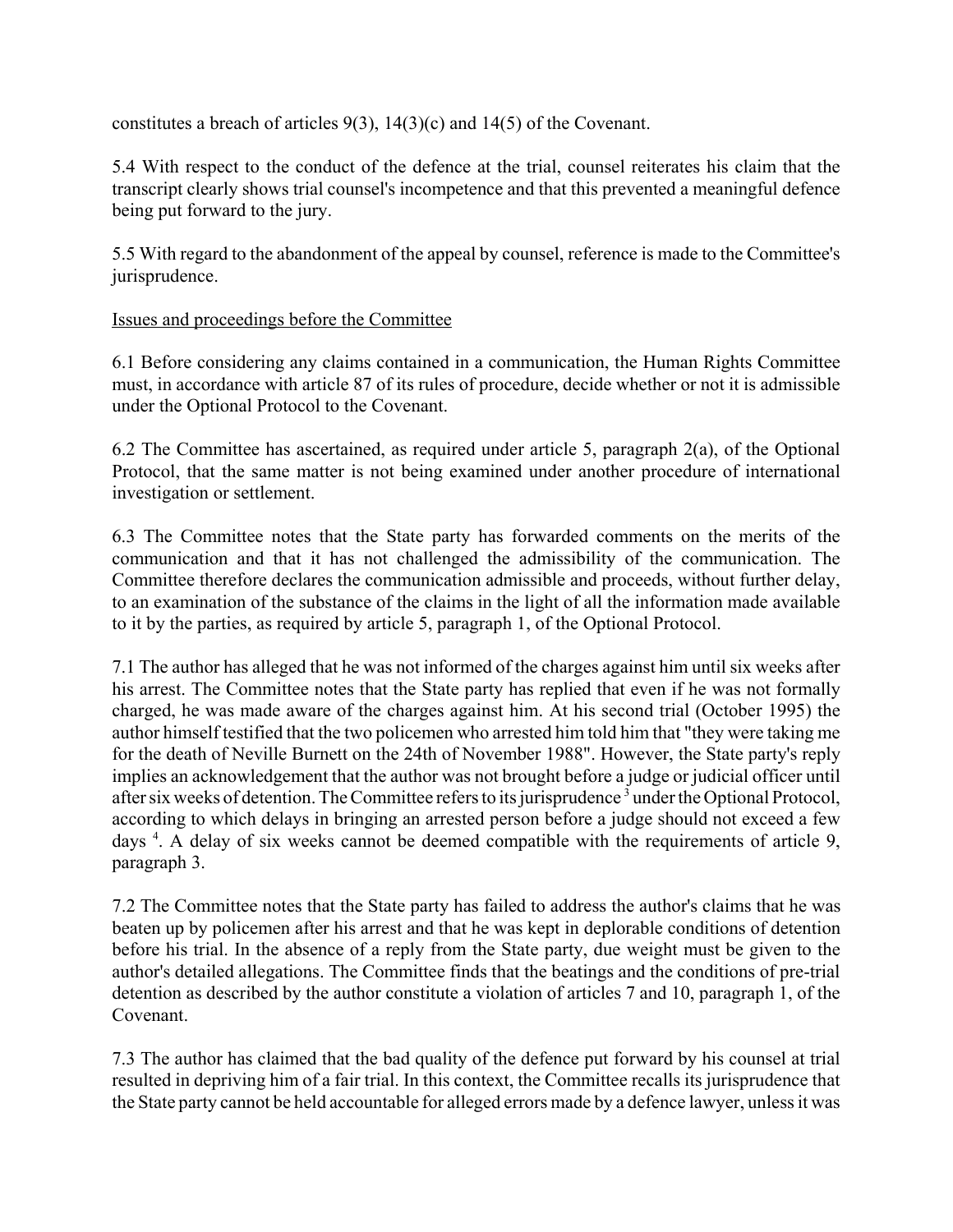constitutes a breach of articles 9(3), 14(3)(c) and 14(5) of the Covenant.

5.4 With respect to the conduct of the defence at the trial, counsel reiterates his claim that the transcript clearly shows trial counsel's incompetence and that this prevented a meaningful defence being put forward to the jury.

5.5 With regard to the abandonment of the appeal by counsel, reference is made to the Committee's jurisprudence.

Issues and proceedings before the Committee

6.1 Before considering any claims contained in a communication, the Human Rights Committee must, in accordance with article 87 of its rules of procedure, decide whether or not it is admissible under the Optional Protocol to the Covenant.

6.2 The Committee has ascertained, as required under article 5, paragraph 2(a), of the Optional Protocol, that the same matter is not being examined under another procedure of international investigation or settlement.

6.3 The Committee notes that the State party has forwarded comments on the merits of the communication and that it has not challenged the admissibility of the communication. The Committee therefore declares the communication admissible and proceeds, without further delay, to an examination of the substance of the claims in the light of all the information made available to it by the parties, as required by article 5, paragraph 1, of the Optional Protocol.

7.1 The author has alleged that he was not informed of the charges against him until six weeks after his arrest. The Committee notes that the State party has replied that even if he was not formally charged, he was made aware of the charges against him. At his second trial (October 1995) the author himself testified that the two policemen who arrested him told him that "they were taking me for the death of Neville Burnett on the 24th of November 1988". However, the State party's reply implies an acknowledgement that the author was not brought before a judge or judicial officer until after six weeks of detention. The Committee refers to its jurisprudence [3] under the Optional Protocol, according to which delays in bringing an arrested person before a judge should not exceed a few days [4]. A delay of six weeks cannot be deemed compatible with the requirements of article 9, paragraph 3.

7.2 The Committee notes that the State party has failed to address the author's claims that he was beaten up by policemen after his arrest and that he was kept in deplorable conditions of detention before his trial. In the absence of a reply from the State party, due weight must be given to the author's detailed allegations. The Committee finds that the beatings and the conditions of pre-trial detention as described by the author constitute a violation of articles 7 and 10, paragraph 1, of the Covenant.

7.3 The author has claimed that the bad quality of the defence put forward by his counsel at trial resulted in depriving him of a fair trial. In this context, the Committee recalls its jurisprudence that the State party cannot be held accountable for alleged errors made by a defence lawyer, unless it was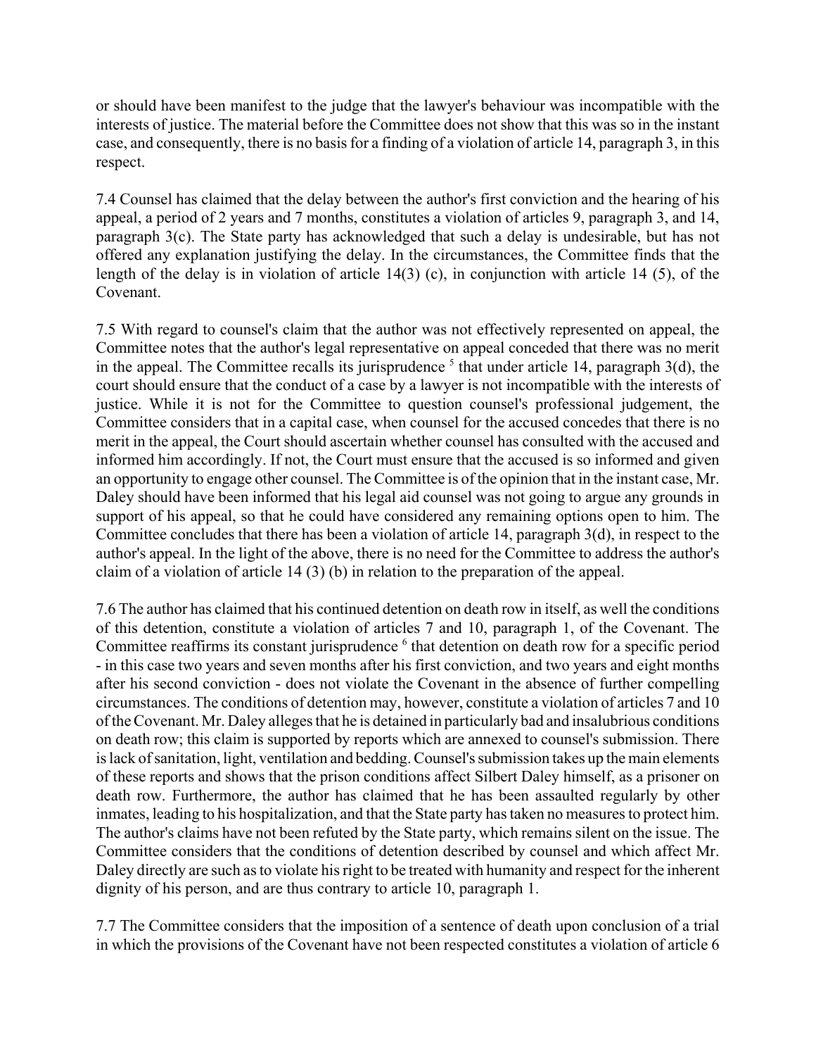or should have been manifest to the judge that the lawyer's behaviour was incompatible with the interests of justice. The material before the Committee does not show that this was so in the instant case, and consequently, there is no basis for a finding of a violation of article 14, paragraph 3, in this respect.

7.4 Counsel has claimed that the delay between the author's first conviction and the hearing of his appeal, a period of 2 years and 7 months, constitutes a violation of articles 9, paragraph 3, and 14, paragraph 3(c). The State party has acknowledged that such a delay is undesirable, but has not offered any explanation justifying the delay. In the circumstances, the Committee finds that the length of the delay is in violation of article 14(3) (c), in conjunction with article 14 (5), of the Covenant.

7.5 With regard to counsel's claim that the author was not effectively represented on appeal, the Committee notes that the author's legal representative on appeal conceded that there was no merit in the appeal. The Committee recalls its jurisprudence [5] that under article 14, paragraph 3(d), the court should ensure that the conduct of a case by a lawyer is not incompatible with the interests of justice. While it is not for the Committee to question counsel's professional judgement, the Committee considers that in a capital case, when counsel for the accused concedes that there is no merit in the appeal, the Court should ascertain whether counsel has consulted with the accused and informed him accordingly. If not, the Court must ensure that the accused is so informed and given an opportunity to engage other counsel. The Committee is of the opinion that in the instant case, Mr. Daley should have been informed that his legal aid counsel was not going to argue any grounds in support of his appeal, so that he could have considered any remaining options open to him. The Committee concludes that there has been a violation of article 14, paragraph 3(d), in respect to the author's appeal. In the light of the above, there is no need for the Committee to address the author's claim of a violation of article 14 (3) (b) in relation to the preparation of the appeal.

7.6 The author has claimed that his continued detention on death row in itself, as well the conditions of this detention, constitute a violation of articles 7 and 10, paragraph 1, of the Covenant. The Committee reaffirms its constant jurisprudence [6] that detention on death row for a specific period - in this case two years and seven months after his first conviction, and two years and eight months after his second conviction - does not violate the Covenant in the absence of further compelling circumstances. The conditions of detention may, however, constitute a violation of articles 7 and 10 of the Covenant. Mr. Daley alleges that he is detained in particularly bad and insalubrious conditions on death row; this claim is supported by reports which are annexed to counsel's submission. There is lack of sanitation, light, ventilation and bedding. Counsel's submission takes up the main elements of these reports and shows that the prison conditions affect Silbert Daley himself, as a prisoner on death row. Furthermore, the author has claimed that he has been assaulted regularly by other inmates, leading to his hospitalization, and that the State party has taken no measures to protect him. The author's claims have not been refuted by the State party, which remains silent on the issue. The Committee considers that the conditions of detention described by counsel and which affect Mr. Daley directly are such as to violate his right to be treated with humanity and respect for the inherent dignity of his person, and are thus contrary to article 10, paragraph 1.

7.7 The Committee considers that the imposition of a sentence of death upon conclusion of a trial in which the provisions of the Covenant have not been respected constitutes a violation of article 6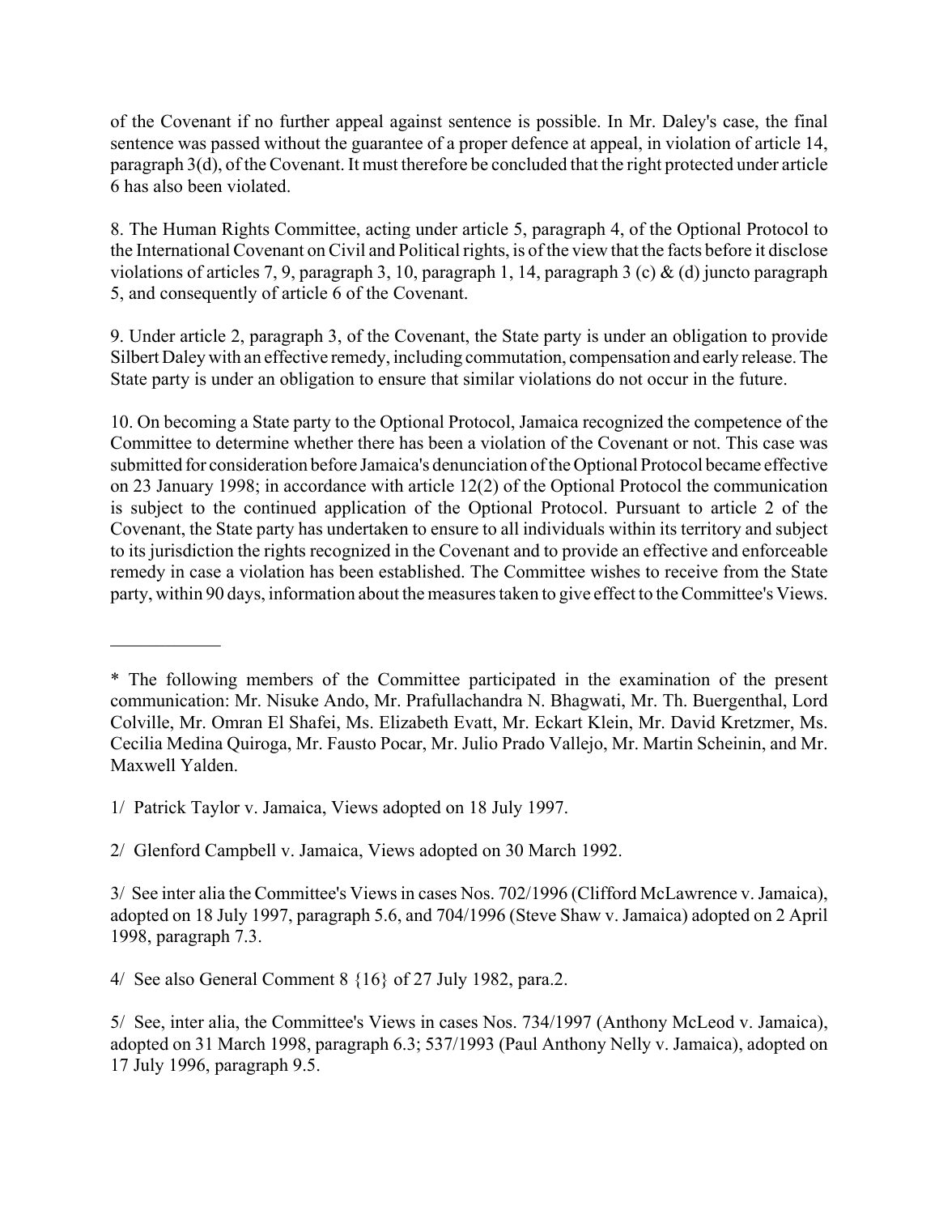of the Covenant if no further appeal against sentence is possible. In Mr. Daley's case, the final sentence was passed without the guarantee of a proper defence at appeal, in violation of article 14, paragraph 3(d), of the Covenant. It must therefore be concluded that the right protected under article 6 has also been violated.

8. The Human Rights Committee, acting under article 5, paragraph 4, of the Optional Protocol to the International Covenant on Civil and Political rights, is of the view that the facts before it disclose violations of articles 7, 9, paragraph 3, 10, paragraph 1, 14, paragraph 3 (c) & (d) juncto paragraph 5, and consequently of article 6 of the Covenant.

9. Under article 2, paragraph 3, of the Covenant, the State party is under an obligation to provide Silbert Daley with an effective remedy, including commutation, compensation and early release. The State party is under an obligation to ensure that similar violations do not occur in the future.

10. On becoming a State party to the Optional Protocol, Jamaica recognized the competence of the Committee to determine whether there has been a violation of the Covenant or not. This case was submitted for consideration before Jamaica's denunciation of the Optional Protocol became effective on 23 January 1998; in accordance with article 12(2) of the Optional Protocol the communication is subject to the continued application of the Optional Protocol. Pursuant to article 2 of the Covenant, the State party has undertaken to ensure to all individuals within its territory and subject to its jurisdiction the rights recognized in the Covenant and to provide an effective and enforceable remedy in case a violation has been established. The Committee wishes to receive from the State party, within 90 days, information about the measures taken to give effect to the Committee's Views.

---

* The following members of the Committee participated in the examination of the present communication: Mr. Nisuke Ando, Mr. Prafullachandra N. Bhagwati, Mr. Th. Buergenthal, Lord Colville, Mr. Omran El Shafei, Ms. Elizabeth Evatt, Mr. Eckart Klein, Mr. David Kretzmer, Ms. Cecilia Medina Quiroga, Mr. Fausto Pocar, Mr. Julio Prado Vallejo, Mr. Martin Scheinin, and Mr. Maxwell Yalden.

1/ Patrick Taylor v. Jamaica, Views adopted on 18 July 1997.

2/ Glenford Campbell v. Jamaica, Views adopted on 30 March 1992.

3/ See inter alia the Committee's Views in cases Nos. 702/1996 (Clifford McLawrence v. Jamaica), adopted on 18 July 1997, paragraph 5.6, and 704/1996 (Steve Shaw v. Jamaica) adopted on 2 April 1998, paragraph 7.3.

4/ See also General Comment 8 {16} of 27 July 1982, para.2.

5/ See, inter alia, the Committee's Views in cases Nos. 734/1997 (Anthony McLeod v. Jamaica), adopted on 31 March 1998, paragraph 6.3; 537/1993 (Paul Anthony Nelly v. Jamaica), adopted on 17 July 1996, paragraph 9.5.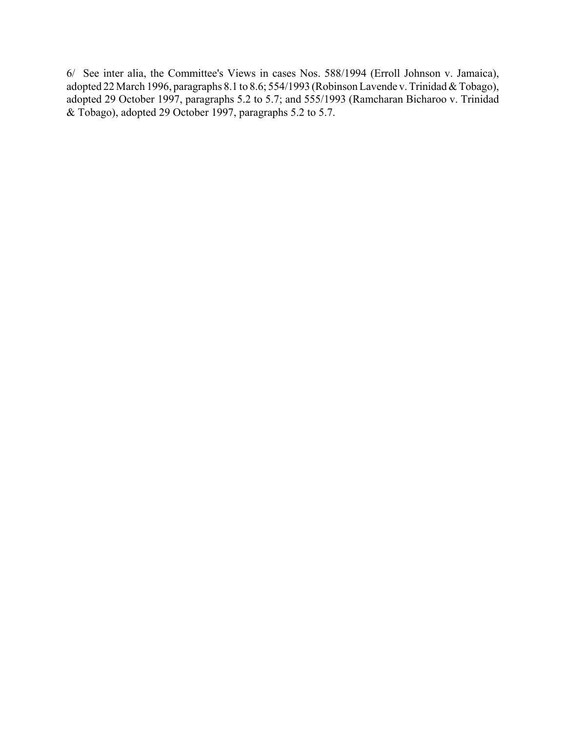6/ See inter alia, the Committee's Views in cases Nos. 588/1994 (Erroll Johnson v. Jamaica), adopted 22 March 1996, paragraphs 8.1 to 8.6; 554/1993 (Robinson Lavende v. Trinidad & Tobago), adopted 29 October 1997, paragraphs 5.2 to 5.7; and 555/1993 (Ramcharan Bicharoo v. Trinidad & Tobago), adopted 29 October 1997, paragraphs 5.2 to 5.7.